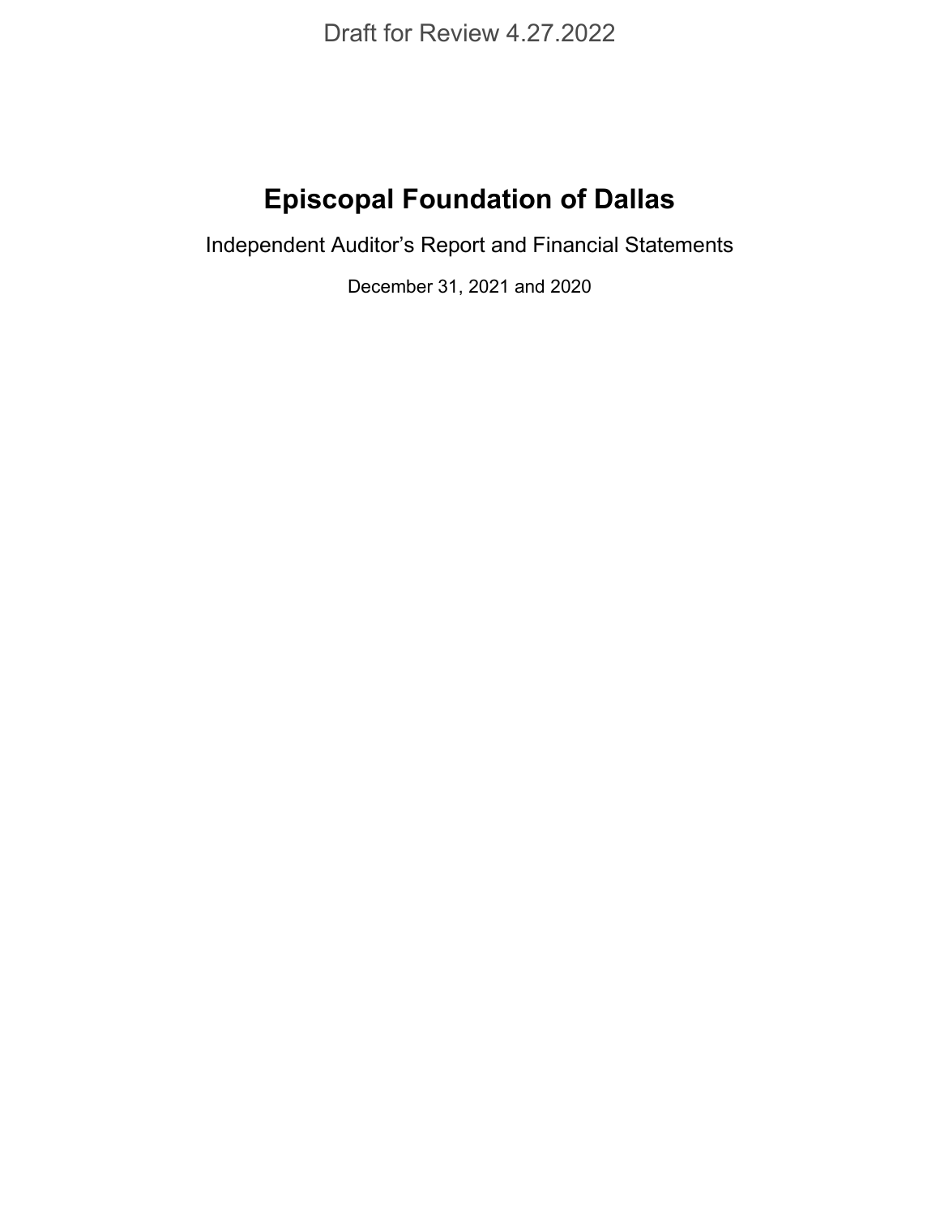Draft for Review 4.27.2022

# Episcopal Foundation of Dallas

Independent Auditor's Report and Financial Statements

December 31, 2021 and 2020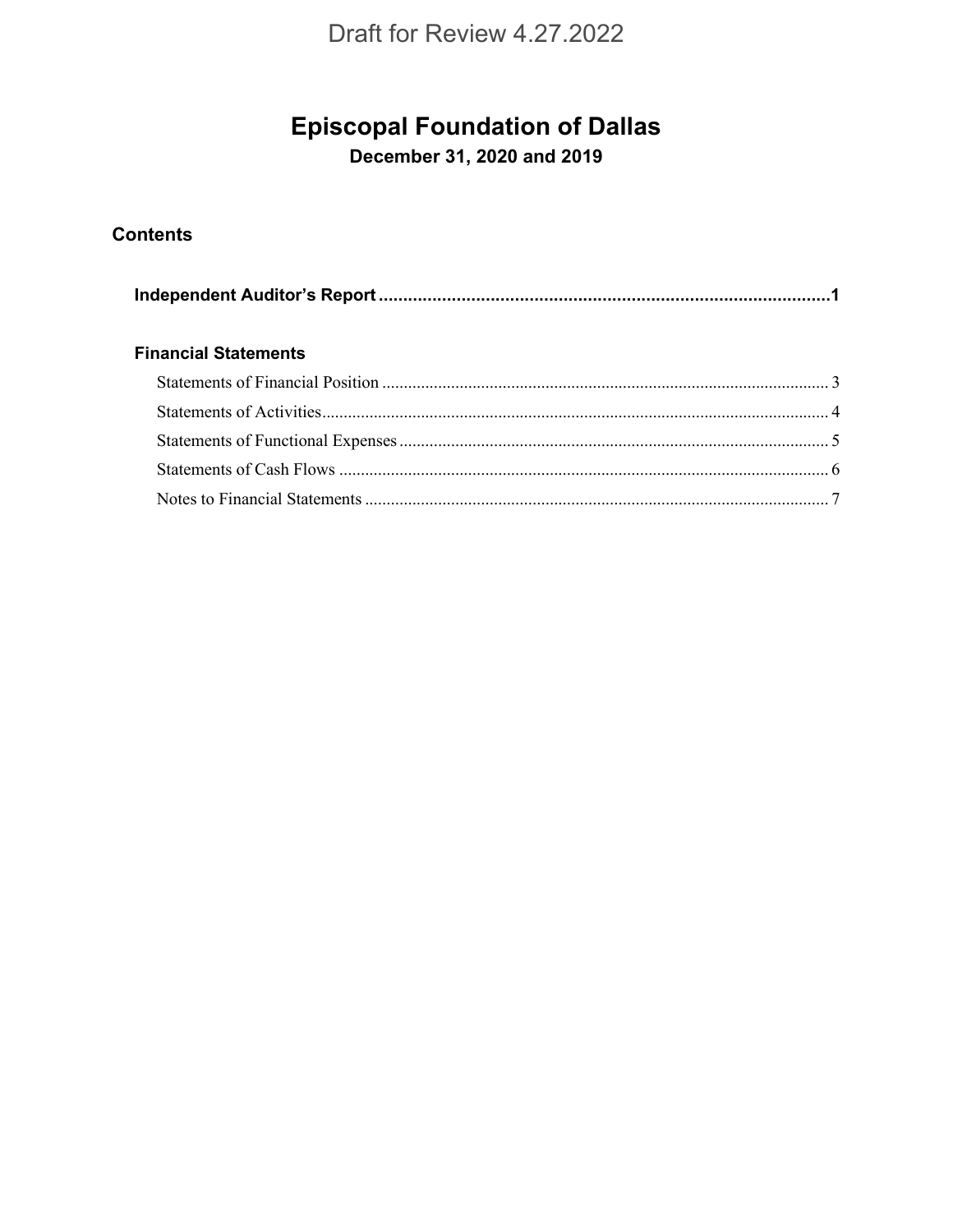Draft for Review 4.27.2022

# Episcopal Foundation of Dallas

## December 31, 2020 and 2019

### Contents

**Independent Auditor's Report** .............................................................................................. **1**

**Financial Statements**

Statements of Financial Position ....................................................................................................... 3

Statements of Activities ..................................................................................................................... 4

Statements of Functional Expenses ................................................................................................... 5

Statements of Cash Flows ................................................................................................................. 6

Notes to Financial Statements ........................................................................................................... 7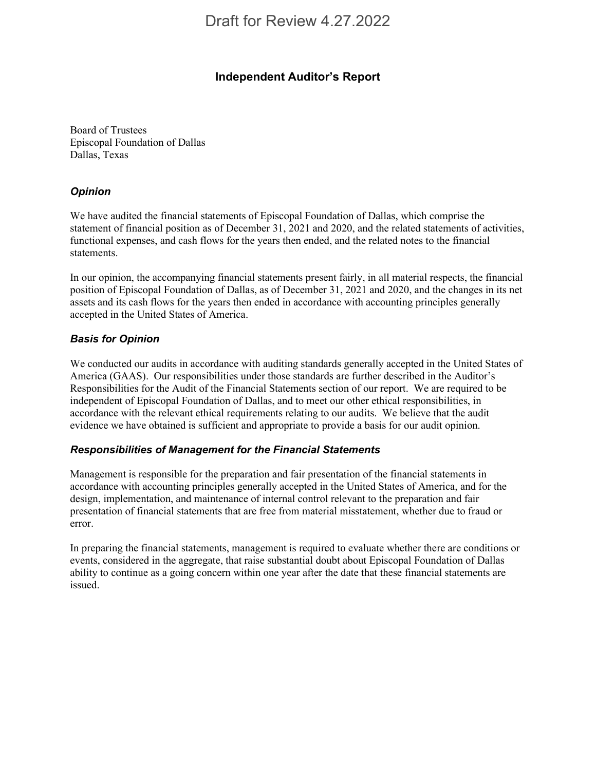Draft for Review 4.27.2022

# Independent Auditor's Report

Board of Trustees
Episcopal Foundation of Dallas
Dallas, Texas

### *Opinion*

We have audited the financial statements of Episcopal Foundation of Dallas, which comprise the statement of financial position as of December 31, 2021 and 2020, and the related statements of activities, functional expenses, and cash flows for the years then ended, and the related notes to the financial statements.

In our opinion, the accompanying financial statements present fairly, in all material respects, the financial position of Episcopal Foundation of Dallas, as of December 31, 2021 and 2020, and the changes in its net assets and its cash flows for the years then ended in accordance with accounting principles generally accepted in the United States of America.

### *Basis for Opinion*

We conducted our audits in accordance with auditing standards generally accepted in the United States of America (GAAS). Our responsibilities under those standards are further described in the Auditor's Responsibilities for the Audit of the Financial Statements section of our report. We are required to be independent of Episcopal Foundation of Dallas, and to meet our other ethical responsibilities, in accordance with the relevant ethical requirements relating to our audits. We believe that the audit evidence we have obtained is sufficient and appropriate to provide a basis for our audit opinion.

### *Responsibilities of Management for the Financial Statements*

Management is responsible for the preparation and fair presentation of the financial statements in accordance with accounting principles generally accepted in the United States of America, and for the design, implementation, and maintenance of internal control relevant to the preparation and fair presentation of financial statements that are free from material misstatement, whether due to fraud or error.

In preparing the financial statements, management is required to evaluate whether there are conditions or events, considered in the aggregate, that raise substantial doubt about Episcopal Foundation of Dallas ability to continue as a going concern within one year after the date that these financial statements are issued.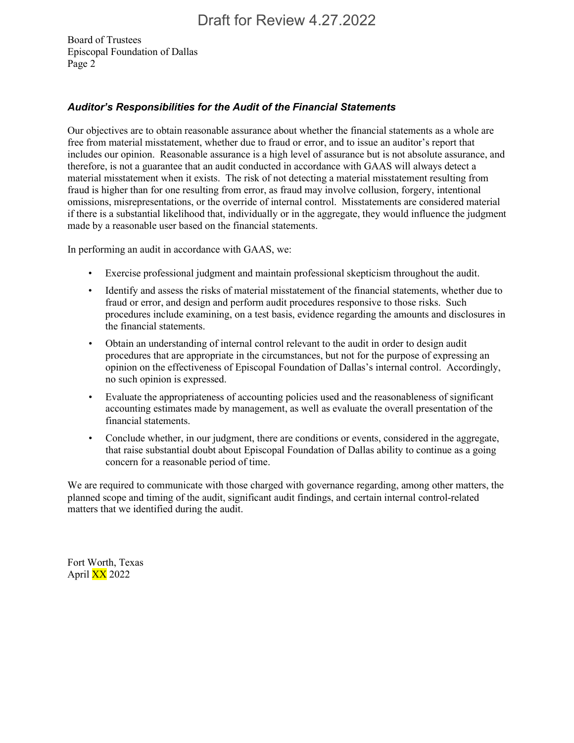Board of Trustees
Episcopal Foundation of Dallas
Page 2

### *Auditor's Responsibilities for the Audit of the Financial Statements*

Our objectives are to obtain reasonable assurance about whether the financial statements as a whole are free from material misstatement, whether due to fraud or error, and to issue an auditor's report that includes our opinion. Reasonable assurance is a high level of assurance but is not absolute assurance, and therefore, is not a guarantee that an audit conducted in accordance with GAAS will always detect a material misstatement when it exists. The risk of not detecting a material misstatement resulting from fraud is higher than for one resulting from error, as fraud may involve collusion, forgery, intentional omissions, misrepresentations, or the override of internal control. Misstatements are considered material if there is a substantial likelihood that, individually or in the aggregate, they would influence the judgment made by a reasonable user based on the financial statements.

In performing an audit in accordance with GAAS, we:

- Exercise professional judgment and maintain professional skepticism throughout the audit.
- Identify and assess the risks of material misstatement of the financial statements, whether due to fraud or error, and design and perform audit procedures responsive to those risks. Such procedures include examining, on a test basis, evidence regarding the amounts and disclosures in the financial statements.
- Obtain an understanding of internal control relevant to the audit in order to design audit procedures that are appropriate in the circumstances, but not for the purpose of expressing an opinion on the effectiveness of Episcopal Foundation of Dallas's internal control. Accordingly, no such opinion is expressed.
- Evaluate the appropriateness of accounting policies used and the reasonableness of significant accounting estimates made by management, as well as evaluate the overall presentation of the financial statements.
- Conclude whether, in our judgment, there are conditions or events, considered in the aggregate, that raise substantial doubt about Episcopal Foundation of Dallas ability to continue as a going concern for a reasonable period of time.

We are required to communicate with those charged with governance regarding, among other matters, the planned scope and timing of the audit, significant audit findings, and certain internal control-related matters that we identified during the audit.

Fort Worth, Texas
April XX 2022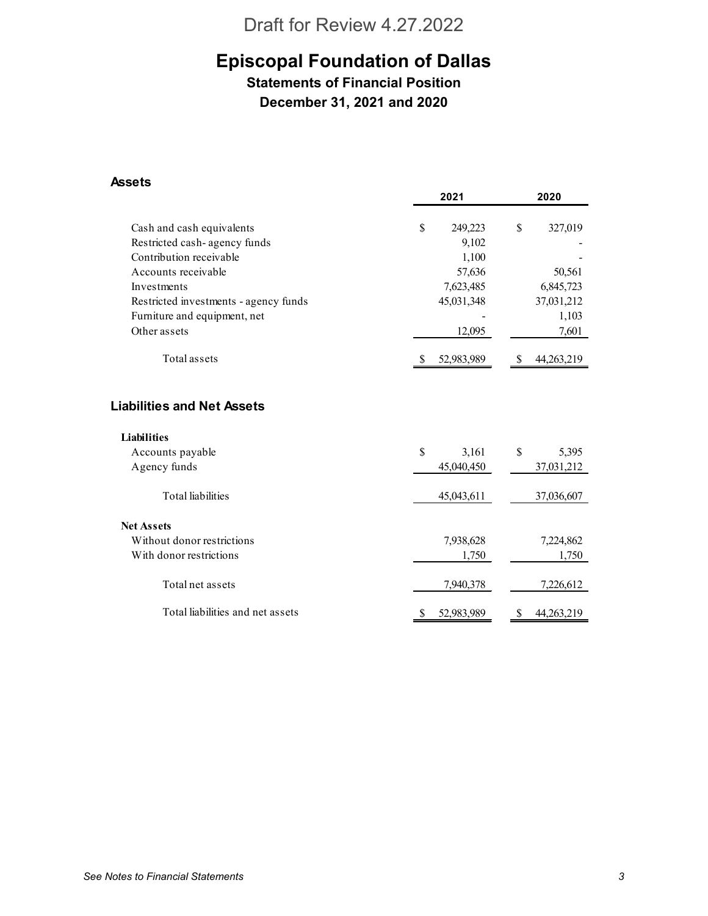Draft for Review 4.27.2022

# Episcopal Foundation of Dallas

## Statements of Financial Position

## December 31, 2021 and 2020

### Assets

| | 2021 | 2020 |
|---|---|---|
| Cash and cash equivalents | $ 249,223 | $ 327,019 |
| Restricted cash- agency funds | 9,102 | - |
| Contribution receivable | 1,100 | - |
| Accounts receivable | 57,636 | 50,561 |
| Investments | 7,623,485 | 6,845,723 |
| Restricted investments - agency funds | 45,031,348 | 37,031,212 |
| Furniture and equipment, net | - | 1,103 |
| Other assets | 12,095 | 7,601 |
| Total assets | $ 52,983,989 | $ 44,263,219 |

### Liabilities and Net Assets

| | 2021 | 2020 |
|---|---|---|
| **Liabilities** | | |
| Accounts payable | $ 3,161 | $ 5,395 |
| Agency funds | 45,040,450 | 37,031,212 |
| Total liabilities | 45,043,611 | 37,036,607 |
| **Net Assets** | | |
| Without donor restrictions | 7,938,628 | 7,224,862 |
| With donor restrictions | 1,750 | 1,750 |
| Total net assets | 7,940,378 | 7,226,612 |
| Total liabilities and net assets | $ 52,983,989 | $ 44,263,219 |

*See Notes to Financial Statements*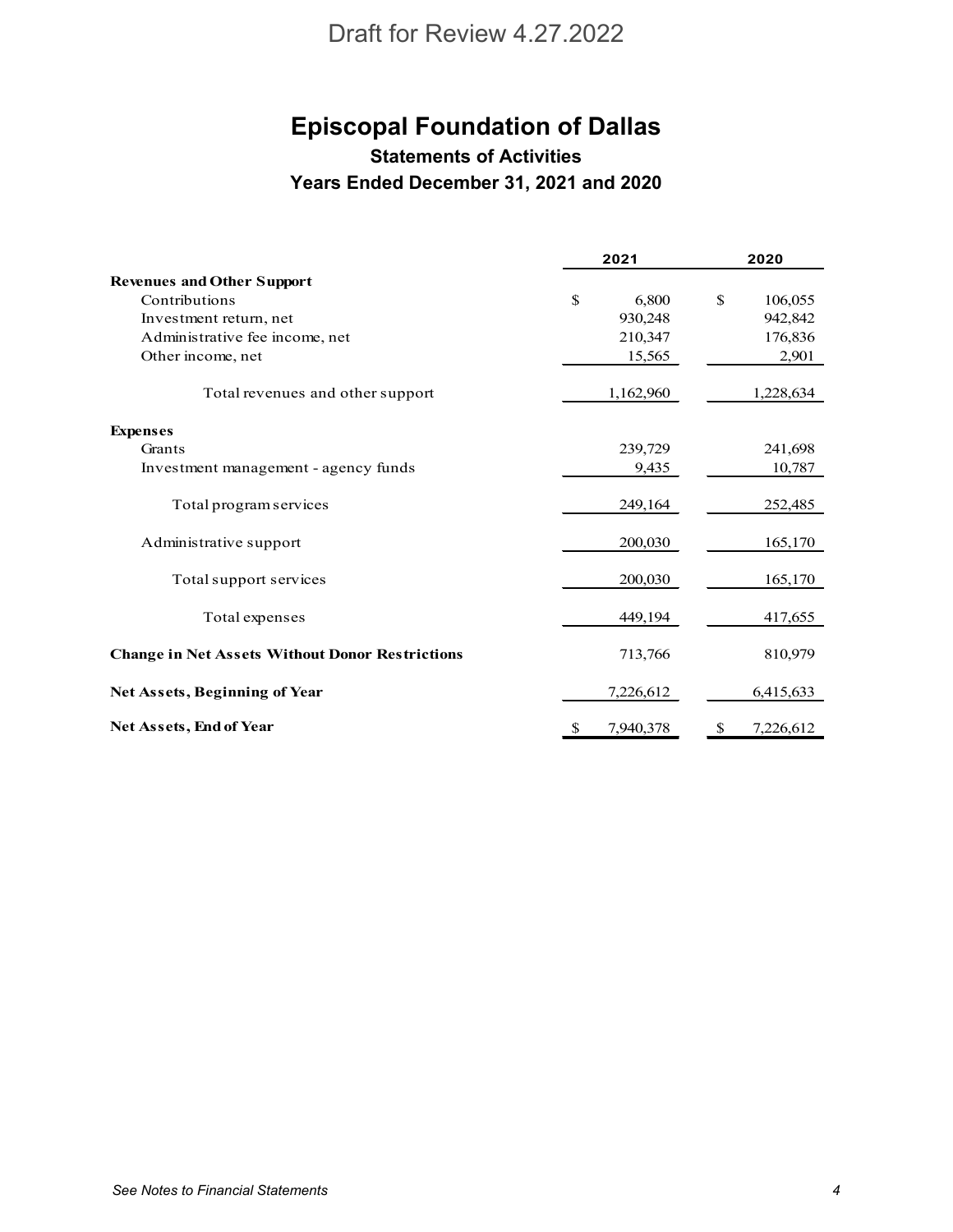Draft for Review 4.27.2022

# Episcopal Foundation of Dallas

## Statements of Activities

## Years Ended December 31, 2021 and 2020

| | 2021 | 2020 |
|---|---|---|
| **Revenues and Other Support** | | |
| Contributions | $ 6,800 | $ 106,055 |
| Investment return, net | 930,248 | 942,842 |
| Administrative fee income, net | 210,347 | 176,836 |
| Other income, net | 15,565 | 2,901 |
| Total revenues and other support | 1,162,960 | 1,228,634 |
| **Expenses** | | |
| Grants | 239,729 | 241,698 |
| Investment management - agency funds | 9,435 | 10,787 |
| Total program services | 249,164 | 252,485 |
| Administrative support | 200,030 | 165,170 |
| Total support services | 200,030 | 165,170 |
| Total expenses | 449,194 | 417,655 |
| **Change in Net Assets Without Donor Restrictions** | 713,766 | 810,979 |
| **Net Assets, Beginning of Year** | 7,226,612 | 6,415,633 |
| **Net Assets, End of Year** | $ 7,940,378 | $ 7,226,612 |

*See Notes to Financial Statements*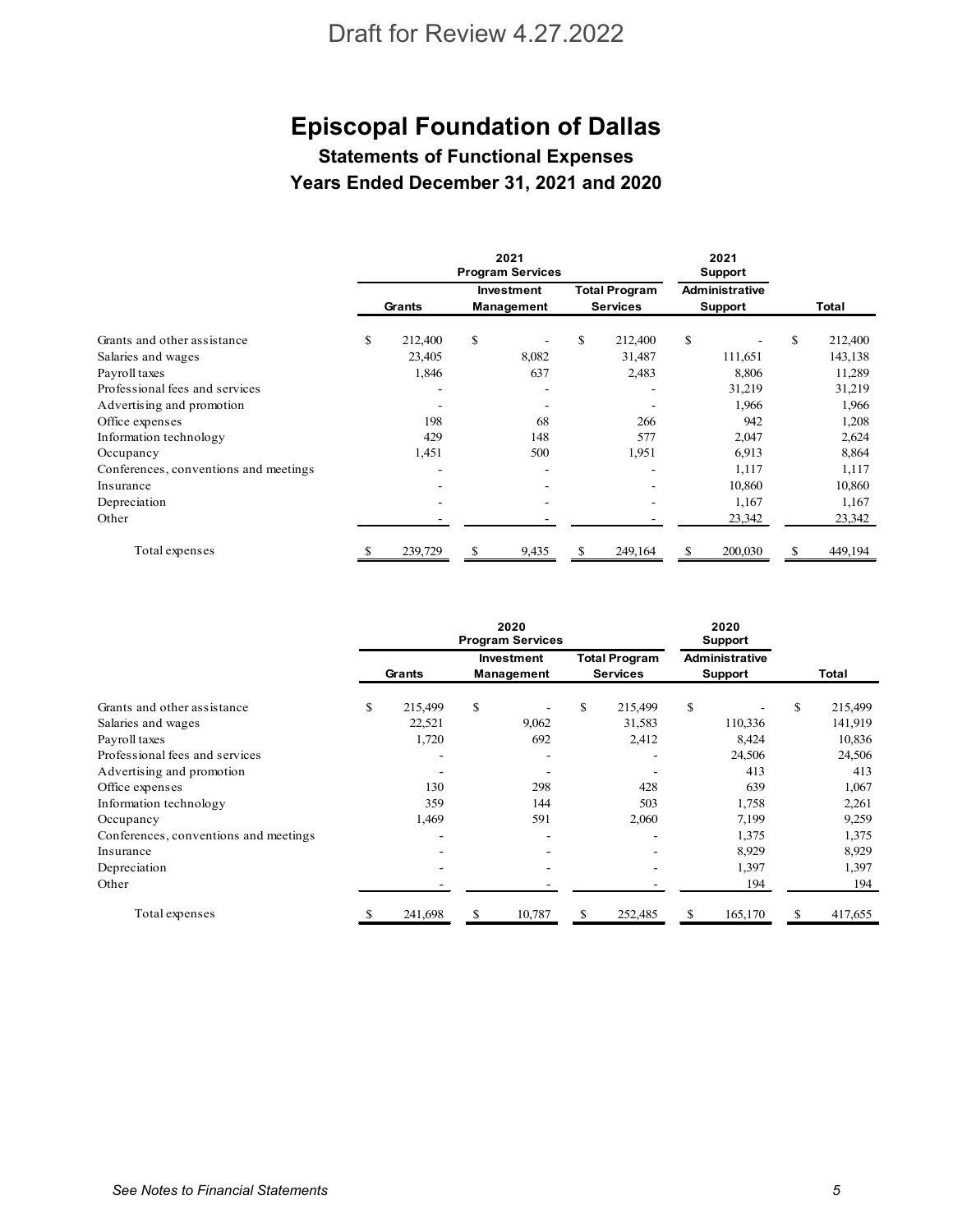Draft for Review 4.27.2022

# Episcopal Foundation of Dallas

## Statements of Functional Expenses

## Years Ended December 31, 2021 and 2020

| | 2021 Program Services | | | 2021 Support | |
|---|---|---|---|---|---|
| | Grants | Investment Management | Total Program Services | Administrative Support | Total |
| Grants and other assistance | $ 212,400 | $ - | $ 212,400 | $ - | $ 212,400 |
| Salaries and wages | 23,405 | 8,082 | 31,487 | 111,651 | 143,138 |
| Payroll taxes | 1,846 | 637 | 2,483 | 8,806 | 11,289 |
| Professional fees and services | - | - | - | 31,219 | 31,219 |
| Advertising and promotion | - | - | - | 1,966 | 1,966 |
| Office expenses | 198 | 68 | 266 | 942 | 1,208 |
| Information technology | 429 | 148 | 577 | 2,047 | 2,624 |
| Occupancy | 1,451 | 500 | 1,951 | 6,913 | 8,864 |
| Conferences, conventions and meetings | - | - | - | 1,117 | 1,117 |
| Insurance | - | - | - | 10,860 | 10,860 |
| Depreciation | - | - | - | 1,167 | 1,167 |
| Other | - | - | - | 23,342 | 23,342 |
| Total expenses | $ 239,729 | $ 9,435 | $ 249,164 | $ 200,030 | $ 449,194 |

| | 2020 Program Services | | | 2020 Support | |
|---|---|---|---|---|---|
| | Grants | Investment Management | Total Program Services | Administrative Support | Total |
| Grants and other assistance | $ 215,499 | $ - | $ 215,499 | $ - | $ 215,499 |
| Salaries and wages | 22,521 | 9,062 | 31,583 | 110,336 | 141,919 |
| Payroll taxes | 1,720 | 692 | 2,412 | 8,424 | 10,836 |
| Professional fees and services | - | - | - | 24,506 | 24,506 |
| Advertising and promotion | - | - | - | 413 | 413 |
| Office expenses | 130 | 298 | 428 | 639 | 1,067 |
| Information technology | 359 | 144 | 503 | 1,758 | 2,261 |
| Occupancy | 1,469 | 591 | 2,060 | 7,199 | 9,259 |
| Conferences, conventions and meetings | - | - | - | 1,375 | 1,375 |
| Insurance | - | - | - | 8,929 | 8,929 |
| Depreciation | - | - | - | 1,397 | 1,397 |
| Other | - | - | - | 194 | 194 |
| Total expenses | $ 241,698 | $ 10,787 | $ 252,485 | $ 165,170 | $ 417,655 |

*See Notes to Financial Statements*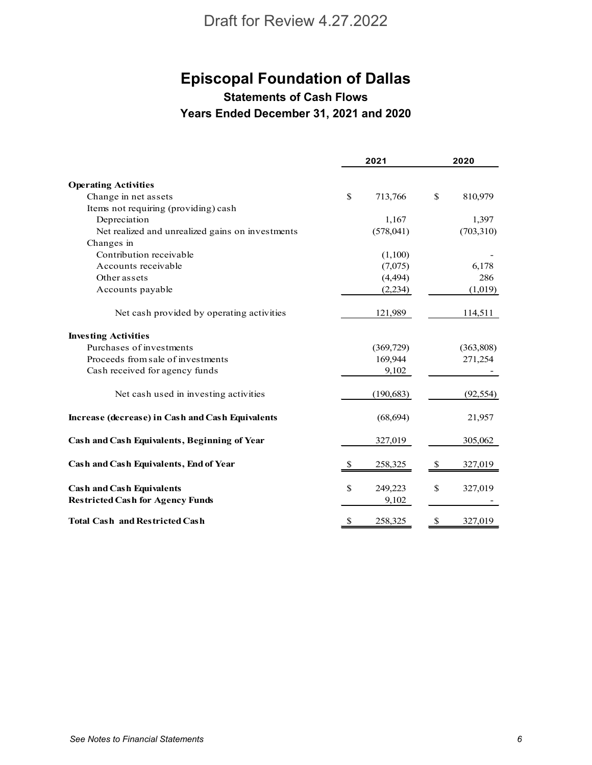Draft for Review 4.27.2022

# Episcopal Foundation of Dallas

## Statements of Cash Flows

### Years Ended December 31, 2021 and 2020

| | 2021 | 2020 |
|---|---|---|
| **Operating Activities** | | |
| Change in net assets | $ 713,766 | $ 810,979 |
| Items not requiring (providing) cash | | |
| Depreciation | 1,167 | 1,397 |
| Net realized and unrealized gains on investments | (578,041) | (703,310) |
| Changes in | | |
| Contribution receivable | (1,100) | - |
| Accounts receivable | (7,075) | 6,178 |
| Other assets | (4,494) | 286 |
| Accounts payable | (2,234) | (1,019) |
| Net cash provided by operating activities | 121,989 | 114,511 |
| **Investing Activities** | | |
| Purchases of investments | (369,729) | (363,808) |
| Proceeds from sale of investments | 169,944 | 271,254 |
| Cash received for agency funds | 9,102 | - |
| Net cash used in investing activities | (190,683) | (92,554) |
| **Increase (decrease) in Cash and Cash Equivalents** | (68,694) | 21,957 |
| **Cash and Cash Equivalents, Beginning of Year** | 327,019 | 305,062 |
| **Cash and Cash Equivalents, End of Year** | $ 258,325 | $ 327,019 |
| **Cash and Cash Equivalents** | $ 249,223 | $ 327,019 |
| **Restricted Cash for Agency Funds** | 9,102 | - |
| **Total Cash and Restricted Cash** | $ 258,325 | $ 327,019 |

*See Notes to Financial Statements*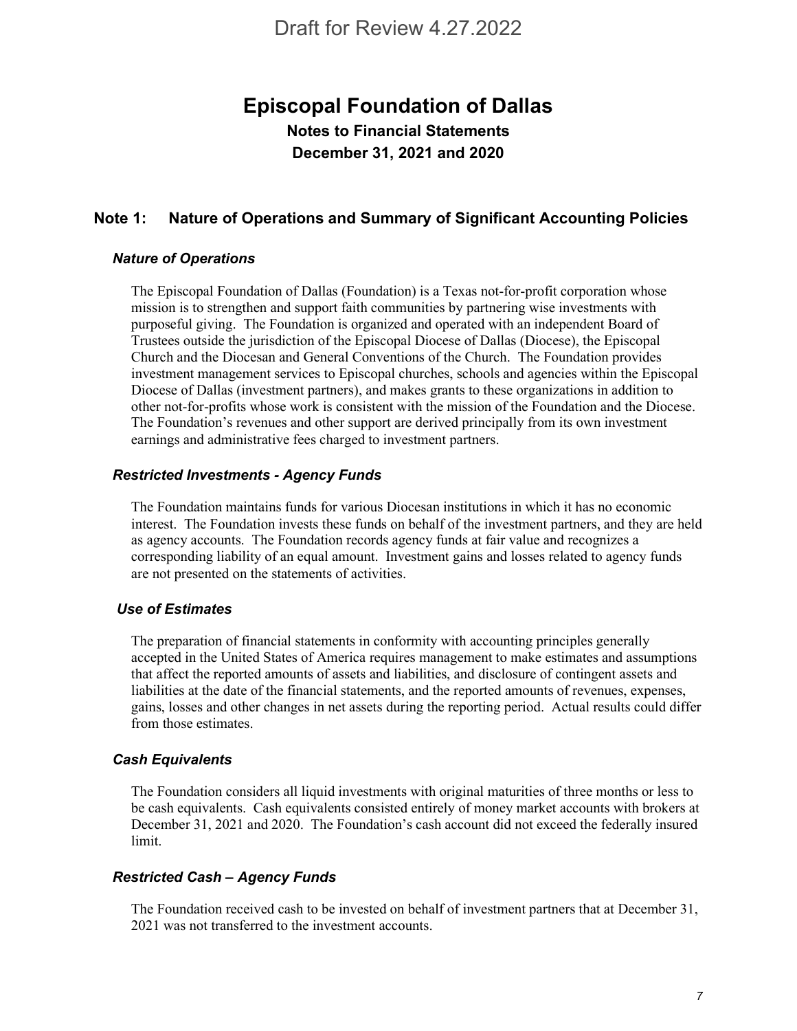# Episcopal Foundation of Dallas

**Notes to Financial Statements**
**December 31, 2021 and 2020**

## Note 1: Nature of Operations and Summary of Significant Accounting Policies

### *Nature of Operations*

The Episcopal Foundation of Dallas (Foundation) is a Texas not-for-profit corporation whose mission is to strengthen and support faith communities by partnering wise investments with purposeful giving. The Foundation is organized and operated with an independent Board of Trustees outside the jurisdiction of the Episcopal Diocese of Dallas (Diocese), the Episcopal Church and the Diocesan and General Conventions of the Church. The Foundation provides investment management services to Episcopal churches, schools and agencies within the Episcopal Diocese of Dallas (investment partners), and makes grants to these organizations in addition to other not-for-profits whose work is consistent with the mission of the Foundation and the Diocese. The Foundation's revenues and other support are derived principally from its own investment earnings and administrative fees charged to investment partners.

### *Restricted Investments - Agency Funds*

The Foundation maintains funds for various Diocesan institutions in which it has no economic interest. The Foundation invests these funds on behalf of the investment partners, and they are held as agency accounts. The Foundation records agency funds at fair value and recognizes a corresponding liability of an equal amount. Investment gains and losses related to agency funds are not presented on the statements of activities.

### *Use of Estimates*

The preparation of financial statements in conformity with accounting principles generally accepted in the United States of America requires management to make estimates and assumptions that affect the reported amounts of assets and liabilities, and disclosure of contingent assets and liabilities at the date of the financial statements, and the reported amounts of revenues, expenses, gains, losses and other changes in net assets during the reporting period. Actual results could differ from those estimates.

### *Cash Equivalents*

The Foundation considers all liquid investments with original maturities of three months or less to be cash equivalents. Cash equivalents consisted entirely of money market accounts with brokers at December 31, 2021 and 2020. The Foundation's cash account did not exceed the federally insured limit.

### *Restricted Cash – Agency Funds*

The Foundation received cash to be invested on behalf of investment partners that at December 31, 2021 was not transferred to the investment accounts.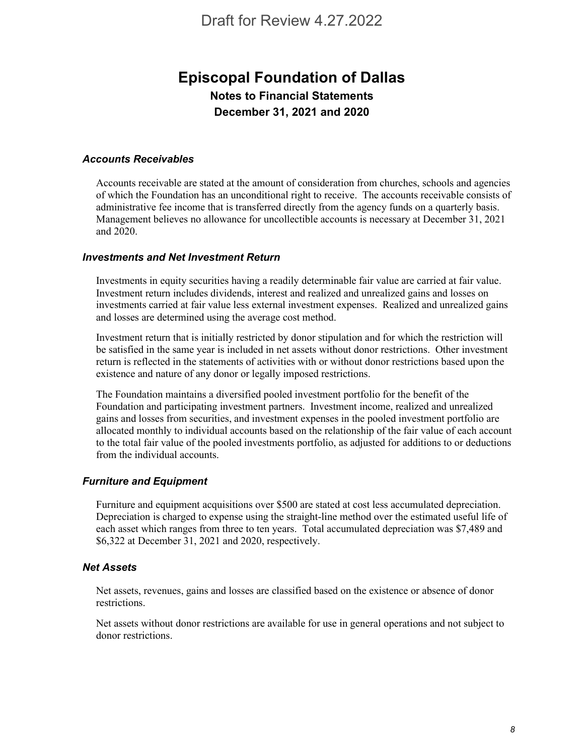Draft for Review 4.27.2022

# Episcopal Foundation of Dallas

## Notes to Financial Statements

## December 31, 2021 and 2020

### *Accounts Receivables*

Accounts receivable are stated at the amount of consideration from churches, schools and agencies of which the Foundation has an unconditional right to receive. The accounts receivable consists of administrative fee income that is transferred directly from the agency funds on a quarterly basis. Management believes no allowance for uncollectible accounts is necessary at December 31, 2021 and 2020.

### *Investments and Net Investment Return*

Investments in equity securities having a readily determinable fair value are carried at fair value. Investment return includes dividends, interest and realized and unrealized gains and losses on investments carried at fair value less external investment expenses. Realized and unrealized gains and losses are determined using the average cost method.

Investment return that is initially restricted by donor stipulation and for which the restriction will be satisfied in the same year is included in net assets without donor restrictions. Other investment return is reflected in the statements of activities with or without donor restrictions based upon the existence and nature of any donor or legally imposed restrictions.

The Foundation maintains a diversified pooled investment portfolio for the benefit of the Foundation and participating investment partners. Investment income, realized and unrealized gains and losses from securities, and investment expenses in the pooled investment portfolio are allocated monthly to individual accounts based on the relationship of the fair value of each account to the total fair value of the pooled investments portfolio, as adjusted for additions to or deductions from the individual accounts.

### *Furniture and Equipment*

Furniture and equipment acquisitions over $500 are stated at cost less accumulated depreciation. Depreciation is charged to expense using the straight-line method over the estimated useful life of each asset which ranges from three to ten years. Total accumulated depreciation was $7,489 and $6,322 at December 31, 2021 and 2020, respectively.

### *Net Assets*

Net assets, revenues, gains and losses are classified based on the existence or absence of donor restrictions.

Net assets without donor restrictions are available for use in general operations and not subject to donor restrictions.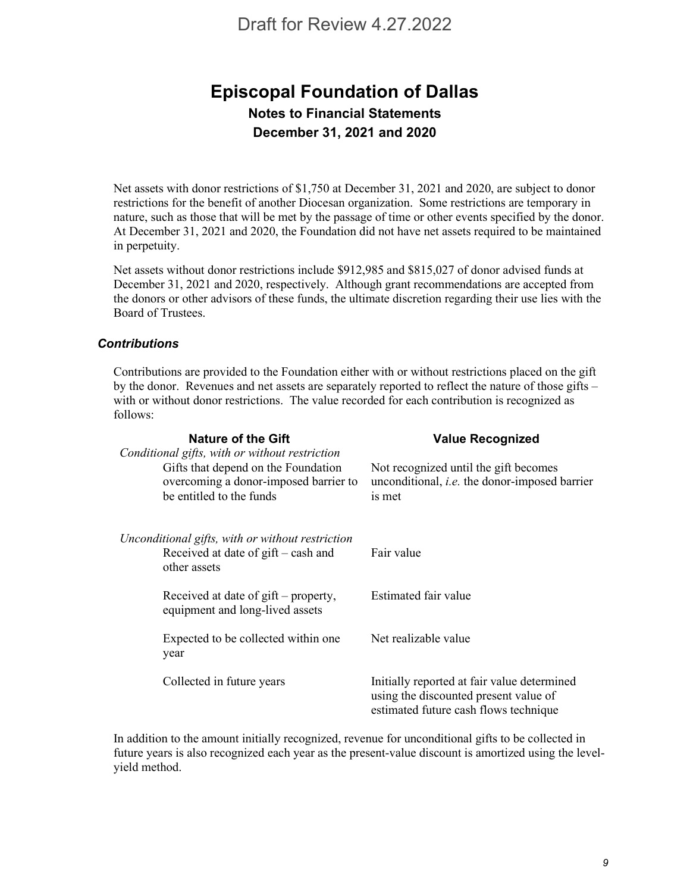Draft for Review 4.27.2022

# Episcopal Foundation of Dallas

## Notes to Financial Statements

## December 31, 2021 and 2020

Net assets with donor restrictions of $1,750 at December 31, 2021 and 2020, are subject to donor restrictions for the benefit of another Diocesan organization. Some restrictions are temporary in nature, such as those that will be met by the passage of time or other events specified by the donor. At December 31, 2021 and 2020, the Foundation did not have net assets required to be maintained in perpetuity.

Net assets without donor restrictions include $912,985 and $815,027 of donor advised funds at December 31, 2021 and 2020, respectively. Although grant recommendations are accepted from the donors or other advisors of these funds, the ultimate discretion regarding their use lies with the Board of Trustees.

### *Contributions*

Contributions are provided to the Foundation either with or without restrictions placed on the gift by the donor. Revenues and net assets are separately reported to reflect the nature of those gifts – with or without donor restrictions. The value recorded for each contribution is recognized as follows:

| Nature of the Gift | Value Recognized |
|---|---|
| *Conditional gifts, with or without restriction* | |
| Gifts that depend on the Foundation overcoming a donor-imposed barrier to be entitled to the funds | Not recognized until the gift becomes unconditional, *i.e.* the donor-imposed barrier is met |
| *Unconditional gifts, with or without restriction* | |
| Received at date of gift – cash and other assets | Fair value |
| Received at date of gift – property, equipment and long-lived assets | Estimated fair value |
| Expected to be collected within one year | Net realizable value |
| Collected in future years | Initially reported at fair value determined using the discounted present value of estimated future cash flows technique |

In addition to the amount initially recognized, revenue for unconditional gifts to be collected in future years is also recognized each year as the present-value discount is amortized using the level-yield method.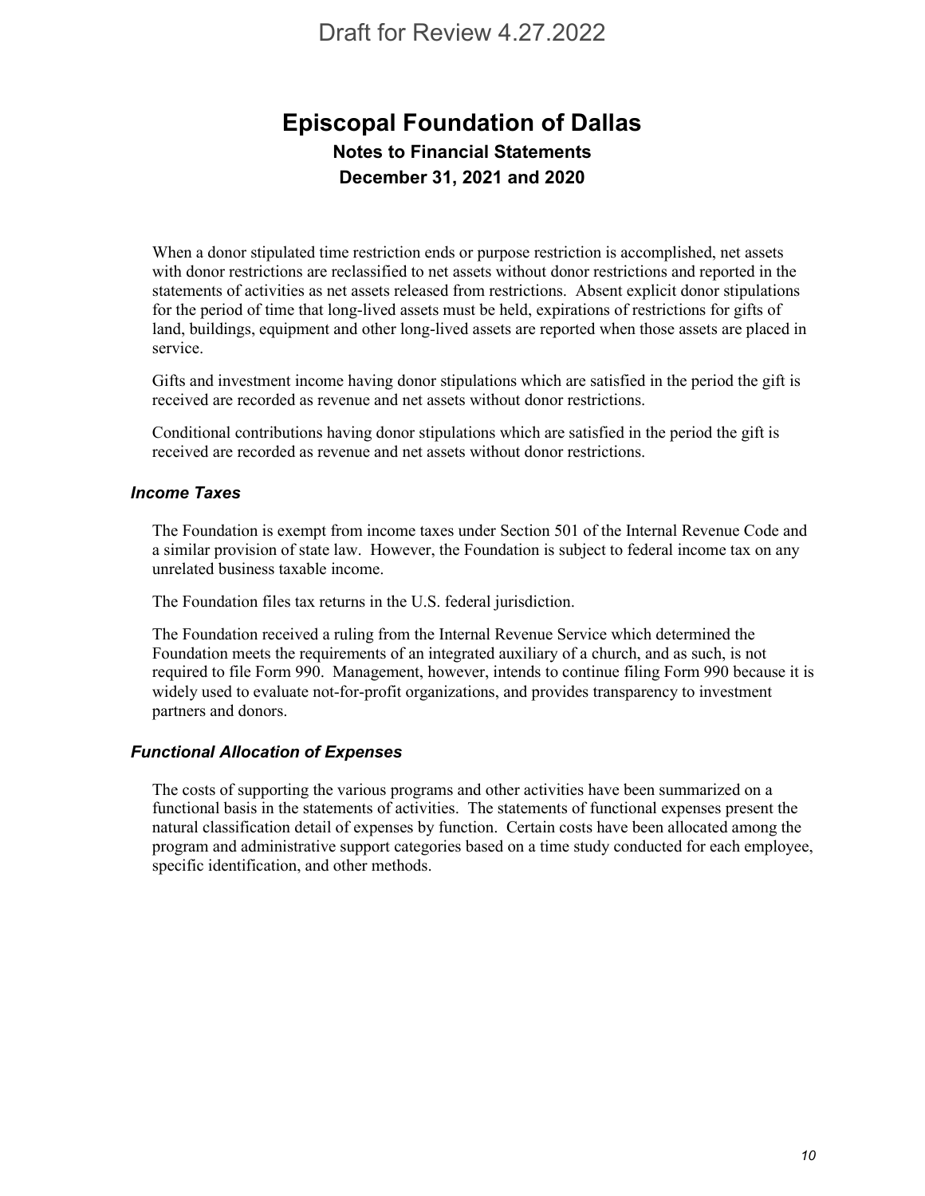When a donor stipulated time restriction ends or purpose restriction is accomplished, net assets with donor restrictions are reclassified to net assets without donor restrictions and reported in the statements of activities as net assets released from restrictions. Absent explicit donor stipulations for the period of time that long-lived assets must be held, expirations of restrictions for gifts of land, buildings, equipment and other long-lived assets are reported when those assets are placed in service.

Gifts and investment income having donor stipulations which are satisfied in the period the gift is received are recorded as revenue and net assets without donor restrictions.

Conditional contributions having donor stipulations which are satisfied in the period the gift is received are recorded as revenue and net assets without donor restrictions.

### *Income Taxes*

The Foundation is exempt from income taxes under Section 501 of the Internal Revenue Code and a similar provision of state law. However, the Foundation is subject to federal income tax on any unrelated business taxable income.

The Foundation files tax returns in the U.S. federal jurisdiction.

The Foundation received a ruling from the Internal Revenue Service which determined the Foundation meets the requirements of an integrated auxiliary of a church, and as such, is not required to file Form 990. Management, however, intends to continue filing Form 990 because it is widely used to evaluate not-for-profit organizations, and provides transparency to investment partners and donors.

### *Functional Allocation of Expenses*

The costs of supporting the various programs and other activities have been summarized on a functional basis in the statements of activities. The statements of functional expenses present the natural classification detail of expenses by function. Certain costs have been allocated among the program and administrative support categories based on a time study conducted for each employee, specific identification, and other methods.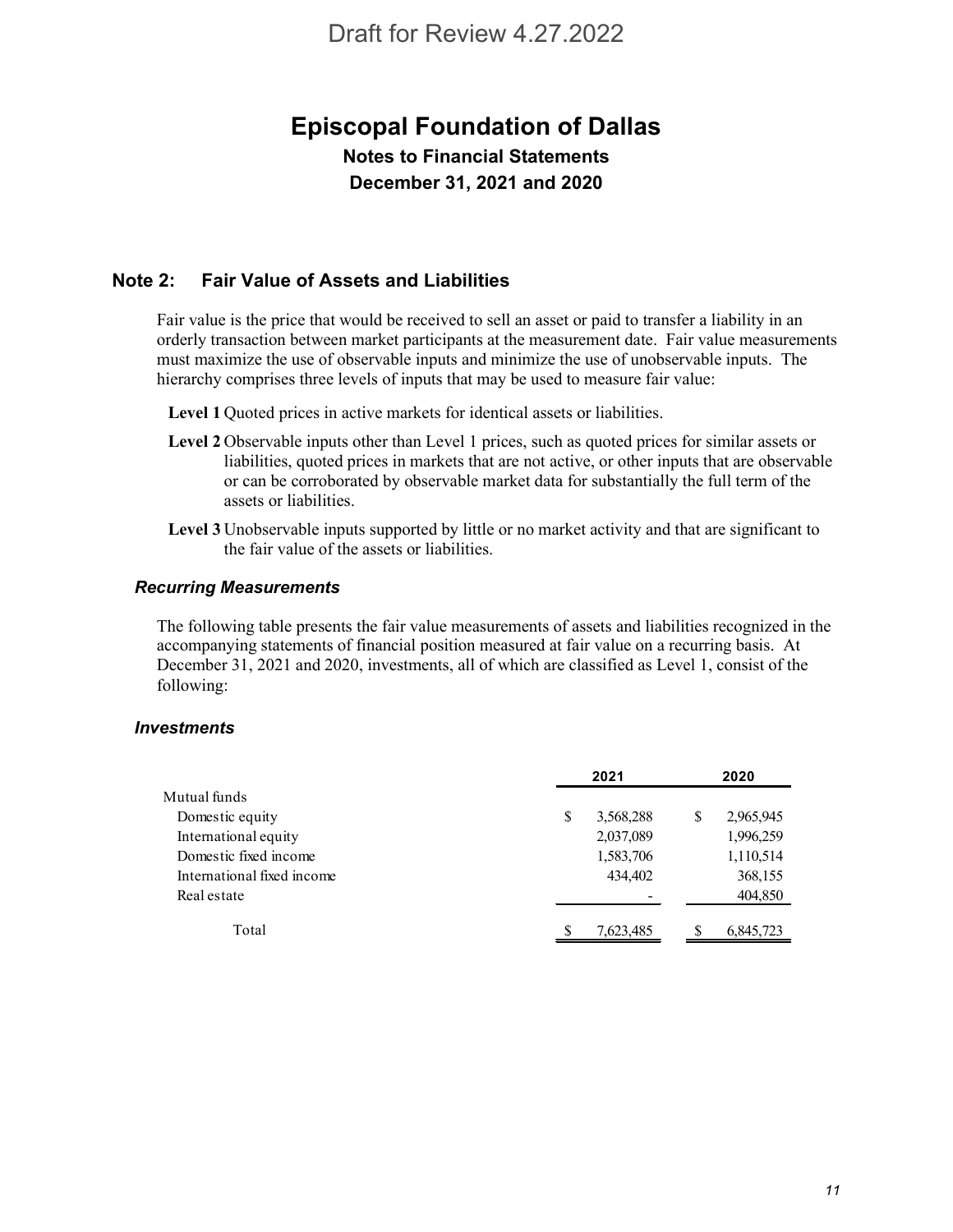Draft for Review 4.27.2022

# Episcopal Foundation of Dallas

**Notes to Financial Statements**
**December 31, 2021 and 2020**

## Note 2: Fair Value of Assets and Liabilities

Fair value is the price that would be received to sell an asset or paid to transfer a liability in an orderly transaction between market participants at the measurement date. Fair value measurements must maximize the use of observable inputs and minimize the use of unobservable inputs. The hierarchy comprises three levels of inputs that may be used to measure fair value:

**Level 1** Quoted prices in active markets for identical assets or liabilities.

**Level 2** Observable inputs other than Level 1 prices, such as quoted prices for similar assets or liabilities, quoted prices in markets that are not active, or other inputs that are observable or can be corroborated by observable market data for substantially the full term of the assets or liabilities.

**Level 3** Unobservable inputs supported by little or no market activity and that are significant to the fair value of the assets or liabilities.

### *Recurring Measurements*

The following table presents the fair value measurements of assets and liabilities recognized in the accompanying statements of financial position measured at fair value on a recurring basis. At December 31, 2021 and 2020, investments, all of which are classified as Level 1, consist of the following:

### *Investments*

| | 2021 | 2020 |
|---|---|---|
| Mutual funds | | |
| Domestic equity | $ 3,568,288 | $ 2,965,945 |
| International equity | 2,037,089 | 1,996,259 |
| Domestic fixed income | 1,583,706 | 1,110,514 |
| International fixed income | 434,402 | 368,155 |
| Real estate | - | 404,850 |
| Total | $ 7,623,485 | $ 6,845,723 |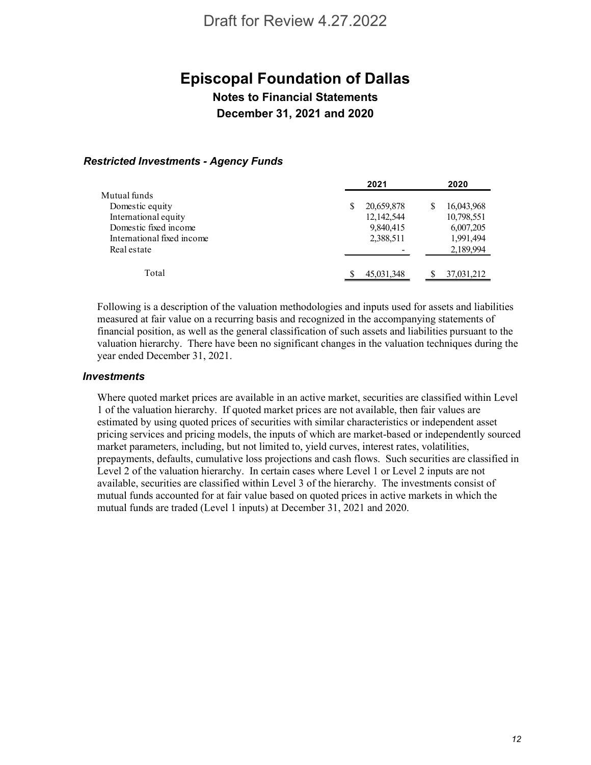Draft for Review 4.27.2022

# Episcopal Foundation of Dallas

## Notes to Financial Statements

## December 31, 2021 and 2020

### *Restricted Investments - Agency Funds*

| | 2021 | 2020 |
|---|---|---|
| Mutual funds | | |
| Domestic equity | $ 20,659,878 | $ 16,043,968 |
| International equity | 12,142,544 | 10,798,551 |
| Domestic fixed income | 9,840,415 | 6,007,205 |
| International fixed income | 2,388,511 | 1,991,494 |
| Real estate | - | 2,189,994 |
| Total | $ 45,031,348 | $ 37,031,212 |

Following is a description of the valuation methodologies and inputs used for assets and liabilities measured at fair value on a recurring basis and recognized in the accompanying statements of financial position, as well as the general classification of such assets and liabilities pursuant to the valuation hierarchy. There have been no significant changes in the valuation techniques during the year ended December 31, 2021.

### *Investments*

Where quoted market prices are available in an active market, securities are classified within Level 1 of the valuation hierarchy. If quoted market prices are not available, then fair values are estimated by using quoted prices of securities with similar characteristics or independent asset pricing services and pricing models, the inputs of which are market-based or independently sourced market parameters, including, but not limited to, yield curves, interest rates, volatilities, prepayments, defaults, cumulative loss projections and cash flows. Such securities are classified in Level 2 of the valuation hierarchy. In certain cases where Level 1 or Level 2 inputs are not available, securities are classified within Level 3 of the hierarchy. The investments consist of mutual funds accounted for at fair value based on quoted prices in active markets in which the mutual funds are traded (Level 1 inputs) at December 31, 2021 and 2020.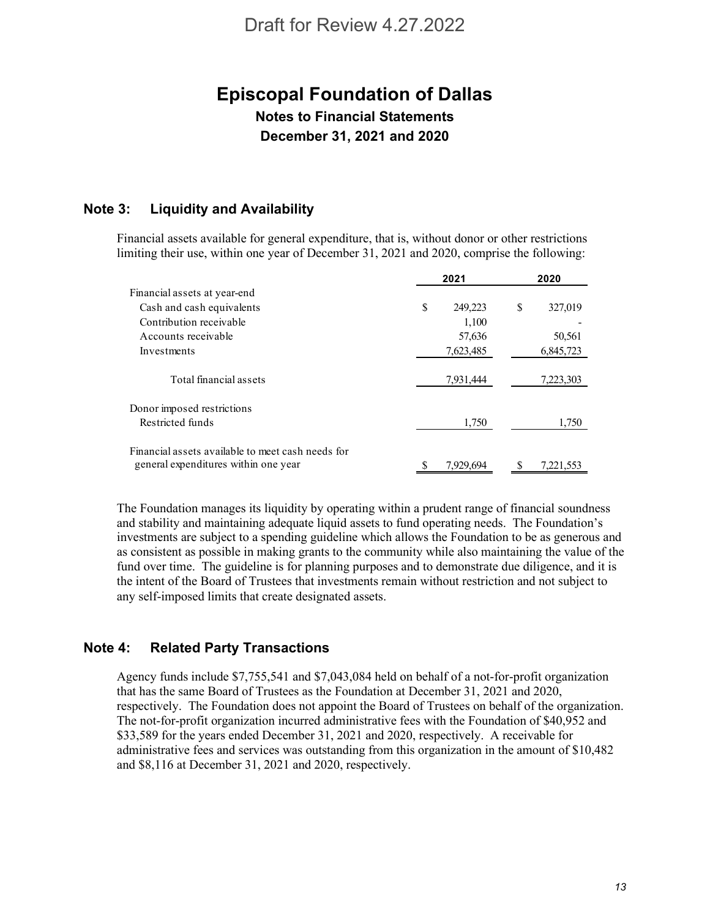Draft for Review 4.27.2022

# Episcopal Foundation of Dallas

## Notes to Financial Statements

## December 31, 2021 and 2020

### Note 3: Liquidity and Availability

Financial assets available for general expenditure, that is, without donor or other restrictions limiting their use, within one year of December 31, 2021 and 2020, comprise the following:

| | 2021 | 2020 |
|---|---|---|
| Financial assets at year-end | | |
| Cash and cash equivalents | $ 249,223 | $ 327,019 |
| Contribution receivable | 1,100 | - |
| Accounts receivable | 57,636 | 50,561 |
| Investments | 7,623,485 | 6,845,723 |
| Total financial assets | 7,931,444 | 7,223,303 |
| Donor imposed restrictions | | |
| Restricted funds | 1,750 | 1,750 |
| Financial assets available to meet cash needs for general expenditures within one year | $ 7,929,694 | $ 7,221,553 |

The Foundation manages its liquidity by operating within a prudent range of financial soundness and stability and maintaining adequate liquid assets to fund operating needs. The Foundation's investments are subject to a spending guideline which allows the Foundation to be as generous and as consistent as possible in making grants to the community while also maintaining the value of the fund over time. The guideline is for planning purposes and to demonstrate due diligence, and it is the intent of the Board of Trustees that investments remain without restriction and not subject to any self-imposed limits that create designated assets.

### Note 4: Related Party Transactions

Agency funds include $7,755,541 and $7,043,084 held on behalf of a not-for-profit organization that has the same Board of Trustees as the Foundation at December 31, 2021 and 2020, respectively. The Foundation does not appoint the Board of Trustees on behalf of the organization. The not-for-profit organization incurred administrative fees with the Foundation of $40,952 and $33,589 for the years ended December 31, 2021 and 2020, respectively. A receivable for administrative fees and services was outstanding from this organization in the amount of $10,482 and $8,116 at December 31, 2021 and 2020, respectively.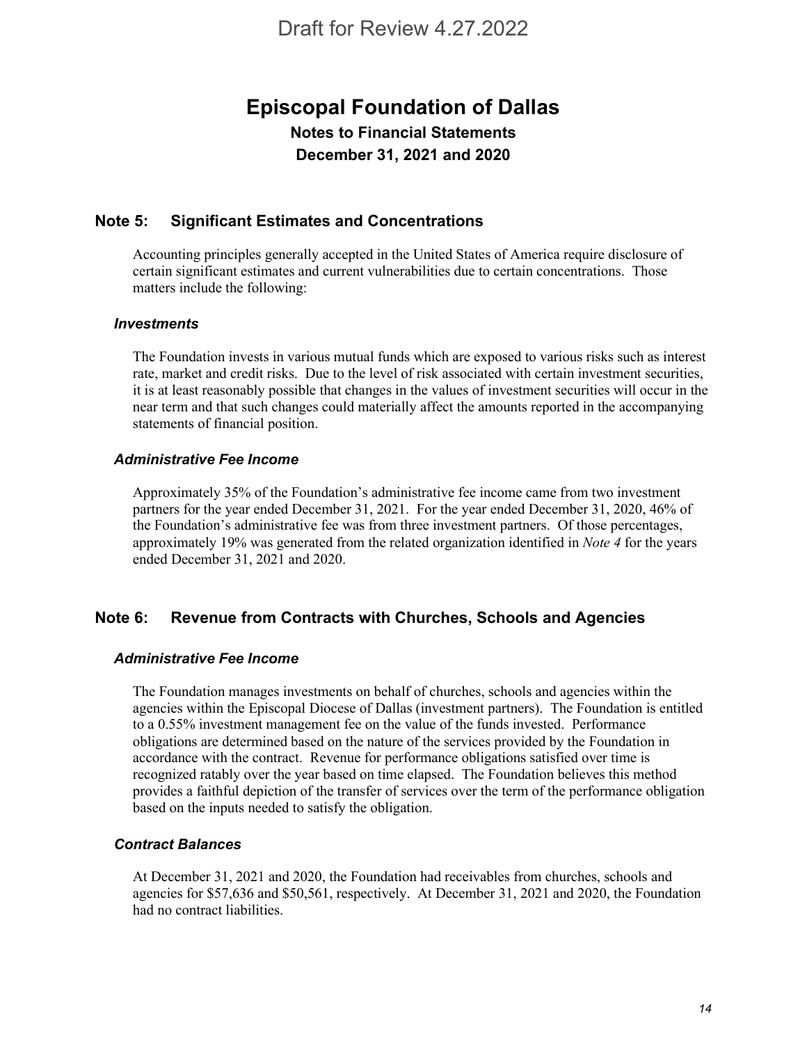# Episcopal Foundation of Dallas

## Notes to Financial Statements
## December 31, 2021 and 2020

## Note 5: Significant Estimates and Concentrations

Accounting principles generally accepted in the United States of America require disclosure of certain significant estimates and current vulnerabilities due to certain concentrations. Those matters include the following:

### *Investments*

The Foundation invests in various mutual funds which are exposed to various risks such as interest rate, market and credit risks. Due to the level of risk associated with certain investment securities, it is at least reasonably possible that changes in the values of investment securities will occur in the near term and that such changes could materially affect the amounts reported in the accompanying statements of financial position.

### *Administrative Fee Income*

Approximately 35% of the Foundation's administrative fee income came from two investment partners for the year ended December 31, 2021. For the year ended December 31, 2020, 46% of the Foundation's administrative fee was from three investment partners. Of those percentages, approximately 19% was generated from the related organization identified in *Note 4* for the years ended December 31, 2021 and 2020.

## Note 6: Revenue from Contracts with Churches, Schools and Agencies

### *Administrative Fee Income*

The Foundation manages investments on behalf of churches, schools and agencies within the agencies within the Episcopal Diocese of Dallas (investment partners). The Foundation is entitled to a 0.55% investment management fee on the value of the funds invested. Performance obligations are determined based on the nature of the services provided by the Foundation in accordance with the contract. Revenue for performance obligations satisfied over time is recognized ratably over the year based on time elapsed. The Foundation believes this method provides a faithful depiction of the transfer of services over the term of the performance obligation based on the inputs needed to satisfy the obligation.

### *Contract Balances*

At December 31, 2021 and 2020, the Foundation had receivables from churches, schools and agencies for $57,636 and $50,561, respectively. At December 31, 2021 and 2020, the Foundation had no contract liabilities.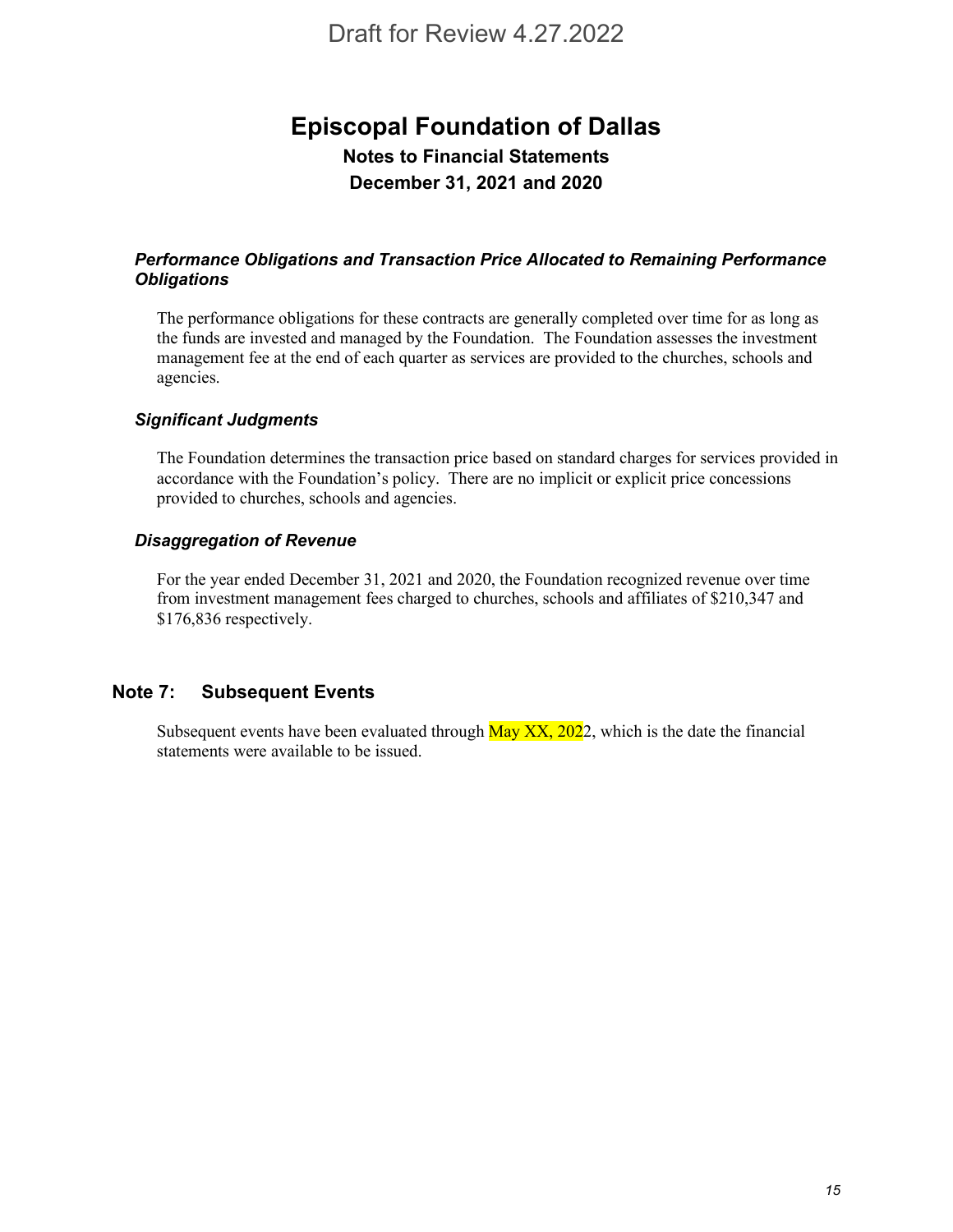# Episcopal Foundation of Dallas

## Notes to Financial Statements

## December 31, 2021 and 2020

### *Performance Obligations and Transaction Price Allocated to Remaining Performance Obligations*

The performance obligations for these contracts are generally completed over time for as long as the funds are invested and managed by the Foundation. The Foundation assesses the investment management fee at the end of each quarter as services are provided to the churches, schools and agencies.

### *Significant Judgments*

The Foundation determines the transaction price based on standard charges for services provided in accordance with the Foundation's policy. There are no implicit or explicit price concessions provided to churches, schools and agencies.

### *Disaggregation of Revenue*

For the year ended December 31, 2021 and 2020, the Foundation recognized revenue over time from investment management fees charged to churches, schools and affiliates of $210,347 and $176,836 respectively.

## Note 7: Subsequent Events

Subsequent events have been evaluated through May XX, 2022, which is the date the financial statements were available to be issued.